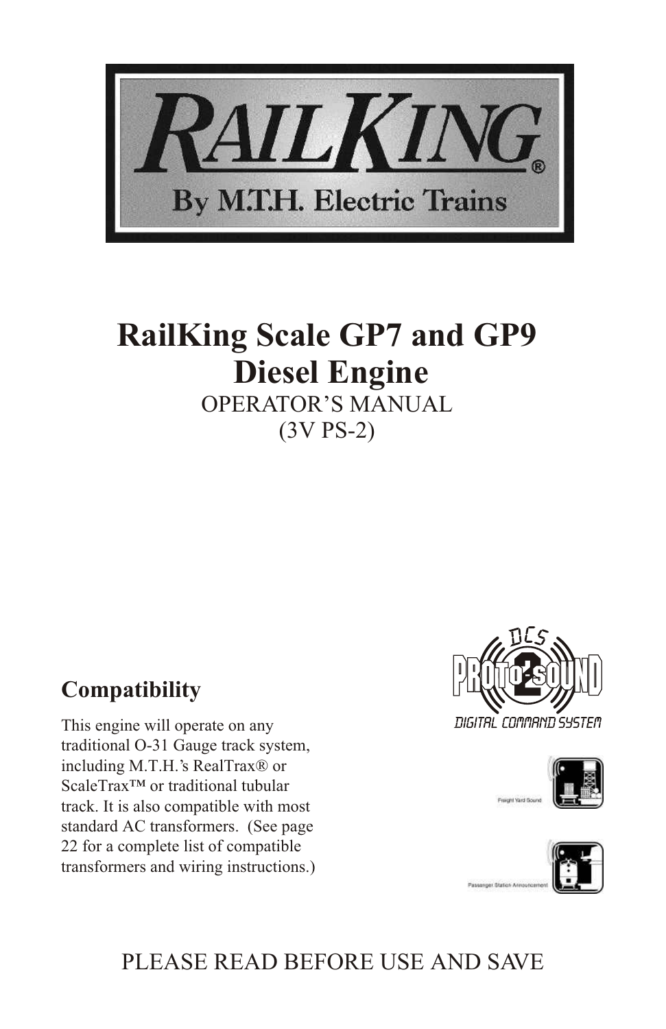RailKing®
By M.T.H. Electric Trains

# RailKing Scale GP7 and GP9 Diesel Engine

OPERATOR'S MANUAL
(3V PS-2)

## Compatibility

This engine will operate on any traditional O-31 Gauge track system, including M.T.H.'s RealTrax® or ScaleTrax™ or traditional tubular track. It is also compatible with most standard AC transformers. (See page 22 for a complete list of compatible transformers and wiring instructions.)

DCS PROTO-SOUND 2 DIGITAL COMMAND SYSTEM

Freight Yard Sound

Passenger Station Announcement

PLEASE READ BEFORE USE AND SAVE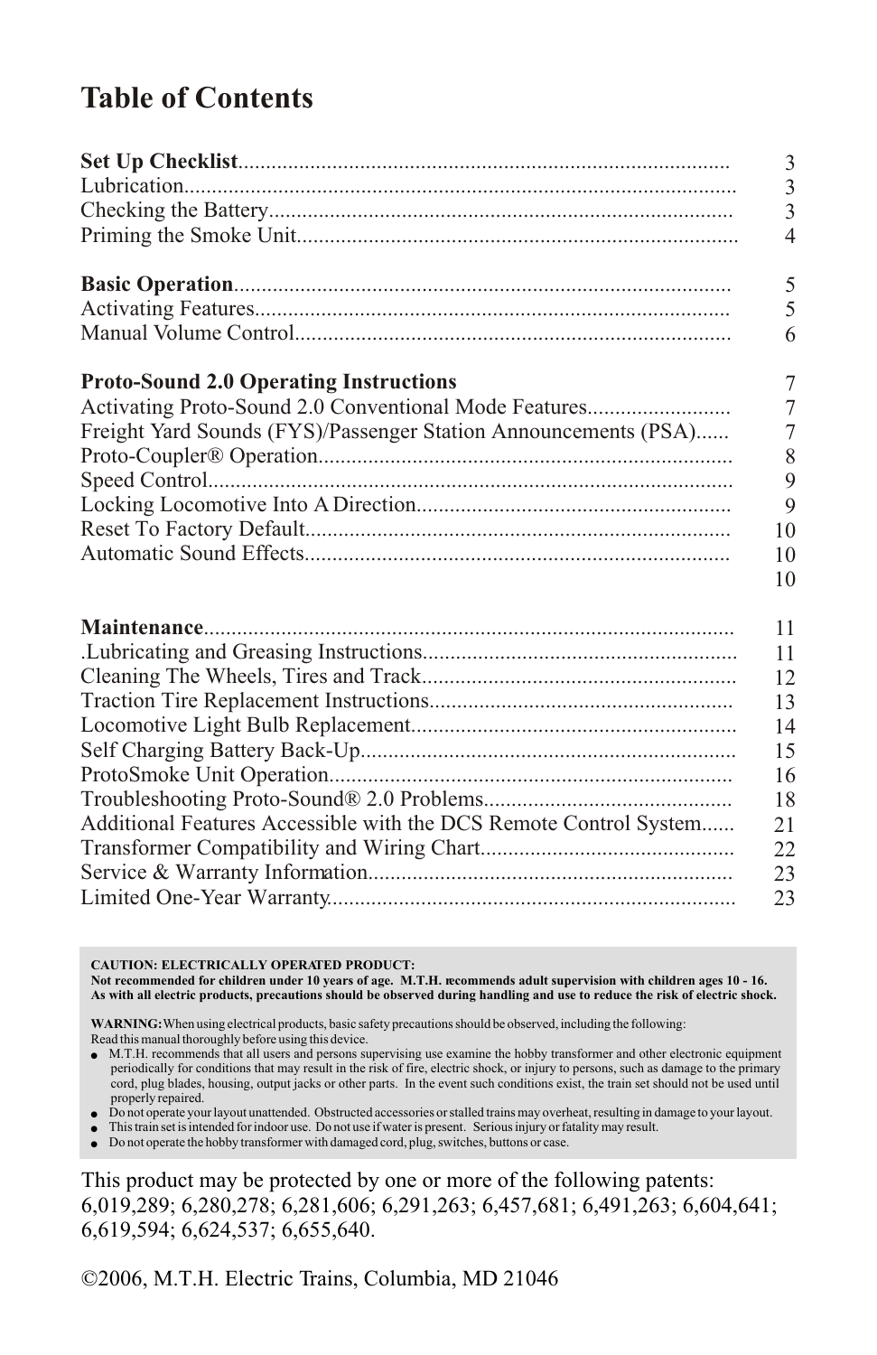# Table of Contents

| | |
|---|---|
| **Set Up Checklist** | 3 |
| Lubrication | 3 |
| Checking the Battery | 3 |
| Priming the Smoke Unit | 4 |
| | |
| **Basic Operation** | 5 |
| Activating Features | 5 |
| Manual Volume Control | 6 |
| | |
| **Proto-Sound 2.0 Operating Instructions** | 7 |
| Activating Proto-Sound 2.0 Conventional Mode Features | 7 |
| Freight Yard Sounds (FYS)/Passenger Station Announcements (PSA) | 7 |
| Proto-Coupler® Operation | 8 |
| Speed Control | 9 |
| Locking Locomotive Into A Direction | 9 |
| Reset To Factory Default | 10 |
| Automatic Sound Effects | 10 |
| | 10 |
| | |
| **Maintenance** | 11 |
| .Lubricating and Greasing Instructions | 11 |
| Cleaning The Wheels, Tires and Track | 12 |
| Traction Tire Replacement Instructions | 13 |
| Locomotive Light Bulb Replacement | 14 |
| Self Charging Battery Back-Up | 15 |
| ProtoSmoke Unit Operation | 16 |
| Troubleshooting Proto-Sound® 2.0 Problems | 18 |
| Additional Features Accessible with the DCS Remote Control System | 21 |
| Transformer Compatibility and Wiring Chart | 22 |
| Service & Warranty Information | 23 |
| Limited One-Year Warranty | 23 |

**CAUTION: ELECTRICALLY OPERATED PRODUCT:**
**Not recommended for children under 10 years of age. M.T.H. recommends adult supervision with children ages 10 - 16. As with all electric products, precautions should be observed during handling and use to reduce the risk of electric shock.**

**WARNING:** When using electrical products, basic safety precautions should be observed, including the following:
Read this manual thoroughly before using this device.

- M.T.H. recommends that all users and persons supervising use examine the hobby transformer and other electronic equipment periodically for conditions that may result in the risk of fire, electric shock, or injury to persons, such as damage to the primary cord, plug blades, housing, output jacks or other parts. In the event such conditions exist, the train set should not be used until properly repaired.
- Do not operate your layout unattended. Obstructed accessories or stalled trains may overheat, resulting in damage to your layout.
- This train set is intended for indoor use. Do not use if water is present. Serious injury or fatality may result.
- Do not operate the hobby transformer with damaged cord, plug, switches, buttons or case.

This product may be protected by one or more of the following patents: 6,019,289; 6,280,278; 6,281,606; 6,291,263; 6,457,681; 6,491,263; 6,604,641; 6,619,594; 6,624,537; 6,655,640.

©2006, M.T.H. Electric Trains, Columbia, MD 21046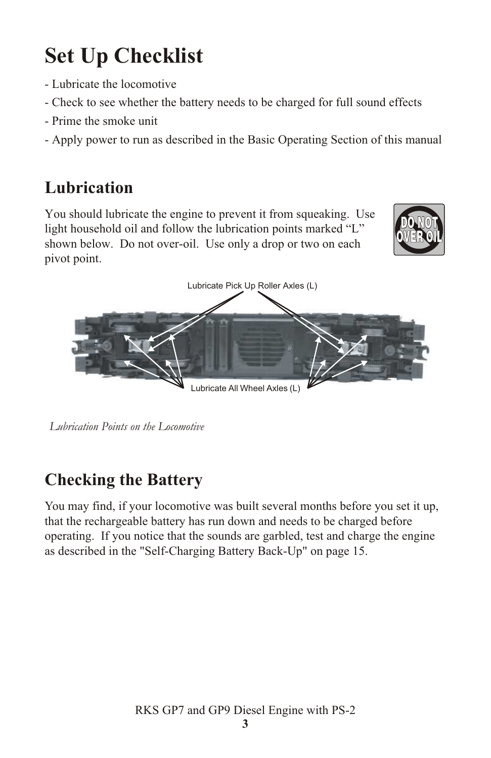# Set Up Checklist

- Lubricate the locomotive
- Check to see whether the battery needs to be charged for full sound effects
- Prime the smoke unit
- Apply power to run as described in the Basic Operating Section of this manual

## Lubrication

You should lubricate the engine to prevent it from squeaking. Use light household oil and follow the lubrication points marked "L" shown below. Do not over-oil. Use only a drop or two on each pivot point.

DO NOT OVER OIL

Lubricate Pick Up Roller Axles (L)

Lubricate All Wheel Axles (L)

*Lubrication Points on the Locomotive*

## Checking the Battery

You may find, if your locomotive was built several months before you set it up, that the rechargeable battery has run down and needs to be charged before operating. If you notice that the sounds are garbled, test and charge the engine as described in the "Self-Charging Battery Back-Up" on page 15.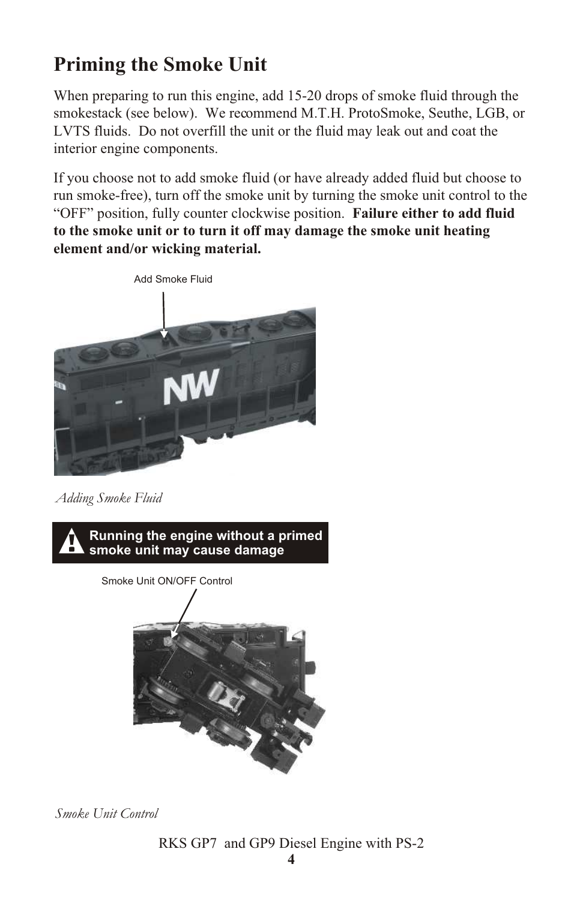# Priming the Smoke Unit

When preparing to run this engine, add 15-20 drops of smoke fluid through the smokestack (see below). We recommend M.T.H. ProtoSmoke, Seuthe, LGB, or LVTS fluids. Do not overfill the unit or the fluid may leak out and coat the interior engine components.

If you choose not to add smoke fluid (or have already added fluid but choose to run smoke-free), turn off the smoke unit by turning the smoke unit control to the "OFF" position, fully counter clockwise position. **Failure either to add fluid to the smoke unit or to turn it off may damage the smoke unit heating element and/or wicking material.**

Add Smoke Fluid

*Adding Smoke Fluid*

**Running the engine without a primed smoke unit may cause damage**

Smoke Unit ON/OFF Control

*Smoke Unit Control*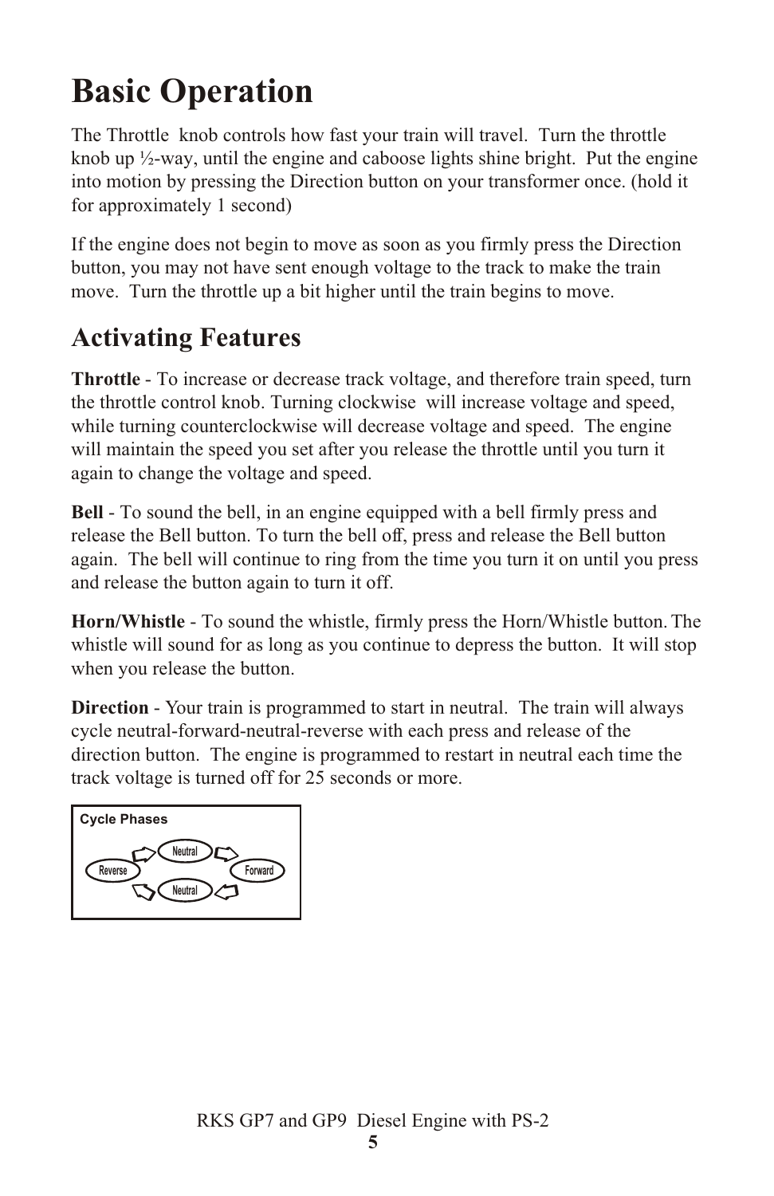# Basic Operation

The Throttle knob controls how fast your train will travel. Turn the throttle knob up ½-way, until the engine and caboose lights shine bright. Put the engine into motion by pressing the Direction button on your transformer once. (hold it for approximately 1 second)

If the engine does not begin to move as soon as you firmly press the Direction button, you may not have sent enough voltage to the track to make the train move. Turn the throttle up a bit higher until the train begins to move.

## Activating Features

**Throttle** - To increase or decrease track voltage, and therefore train speed, turn the throttle control knob. Turning clockwise will increase voltage and speed, while turning counterclockwise will decrease voltage and speed. The engine will maintain the speed you set after you release the throttle until you turn it again to change the voltage and speed.

**Bell** - To sound the bell, in an engine equipped with a bell firmly press and release the Bell button. To turn the bell off, press and release the Bell button again. The bell will continue to ring from the time you turn it on until you press and release the button again to turn it off.

**Horn/Whistle** - To sound the whistle, firmly press the Horn/Whistle button. The whistle will sound for as long as you continue to depress the button. It will stop when you release the button.

**Direction** - Your train is programmed to start in neutral. The train will always cycle neutral-forward-neutral-reverse with each press and release of the direction button. The engine is programmed to restart in neutral each time the track voltage is turned off for 25 seconds or more.

**Cycle Phases**

Neutral → Forward → Neutral → Reverse → Neutral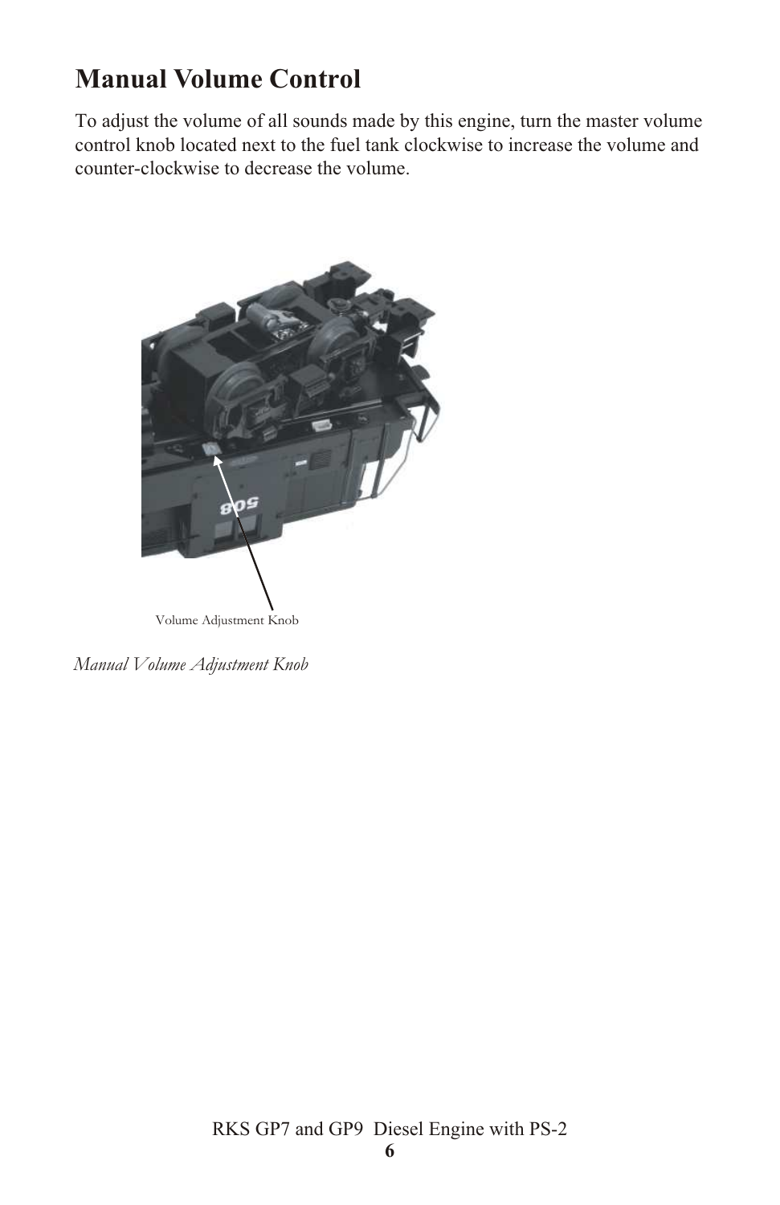# Manual Volume Control

To adjust the volume of all sounds made by this engine, turn the master volume control knob located next to the fuel tank clockwise to increase the volume and counter-clockwise to decrease the volume.

Volume Adjustment Knob

*Manual Volume Adjustment Knob*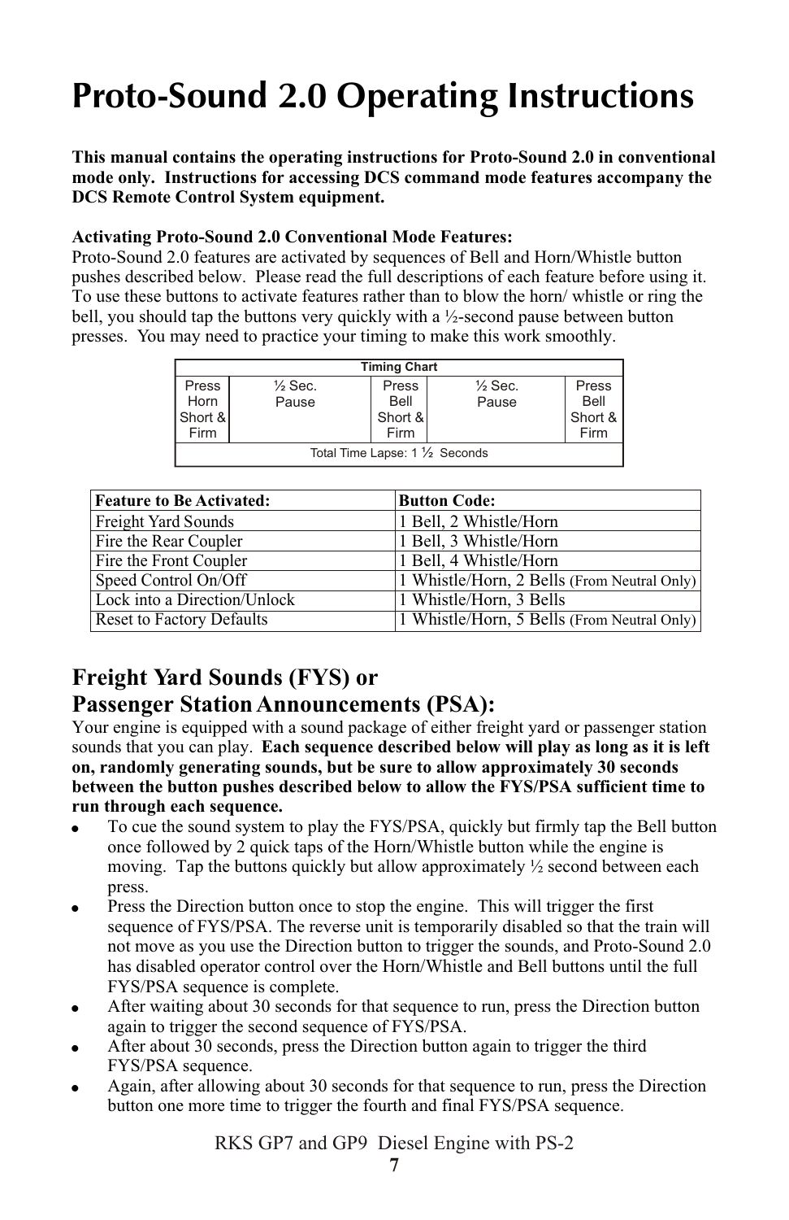# Proto-Sound 2.0 Operating Instructions

**This manual contains the operating instructions for Proto-Sound 2.0 in conventional mode only. Instructions for accessing DCS command mode features accompany the DCS Remote Control System equipment.**

**Activating Proto-Sound 2.0 Conventional Mode Features:**
Proto-Sound 2.0 features are activated by sequences of Bell and Horn/Whistle button pushes described below. Please read the full descriptions of each feature before using it. To use these buttons to activate features rather than to blow the horn/ whistle or ring the bell, you should tap the buttons very quickly with a ½-second pause between button presses. You may need to practice your timing to make this work smoothly.

| Timing Chart | | | | |
|---|---|---|---|---|
| Press Horn Short & Firm | ½ Sec. Pause | Press Bell Short & Firm | ½ Sec. Pause | Press Bell Short & Firm |
| Total Time Lapse: 1 ½ Seconds | | | | |

| Feature to Be Activated: | Button Code: |
|---|---|
| Freight Yard Sounds | 1 Bell, 2 Whistle/Horn |
| Fire the Rear Coupler | 1 Bell, 3 Whistle/Horn |
| Fire the Front Coupler | 1 Bell, 4 Whistle/Horn |
| Speed Control On/Off | 1 Whistle/Horn, 2 Bells (From Neutral Only) |
| Lock into a Direction/Unlock | 1 Whistle/Horn, 3 Bells |
| Reset to Factory Defaults | 1 Whistle/Horn, 5 Bells (From Neutral Only) |

## Freight Yard Sounds (FYS) or Passenger Station Announcements (PSA):

Your engine is equipped with a sound package of either freight yard or passenger station sounds that you can play. **Each sequence described below will play as long as it is left on, randomly generating sounds, but be sure to allow approximately 30 seconds between the button pushes described below to allow the FYS/PSA sufficient time to run through each sequence.**

- To cue the sound system to play the FYS/PSA, quickly but firmly tap the Bell button once followed by 2 quick taps of the Horn/Whistle button while the engine is moving. Tap the buttons quickly but allow approximately ½ second between each press.
- Press the Direction button once to stop the engine. This will trigger the first sequence of FYS/PSA. The reverse unit is temporarily disabled so that the train will not move as you use the Direction button to trigger the sounds, and Proto-Sound 2.0 has disabled operator control over the Horn/Whistle and Bell buttons until the full FYS/PSA sequence is complete.
- After waiting about 30 seconds for that sequence to run, press the Direction button again to trigger the second sequence of FYS/PSA.
- After about 30 seconds, press the Direction button again to trigger the third FYS/PSA sequence.
- Again, after allowing about 30 seconds for that sequence to run, press the Direction button one more time to trigger the fourth and final FYS/PSA sequence.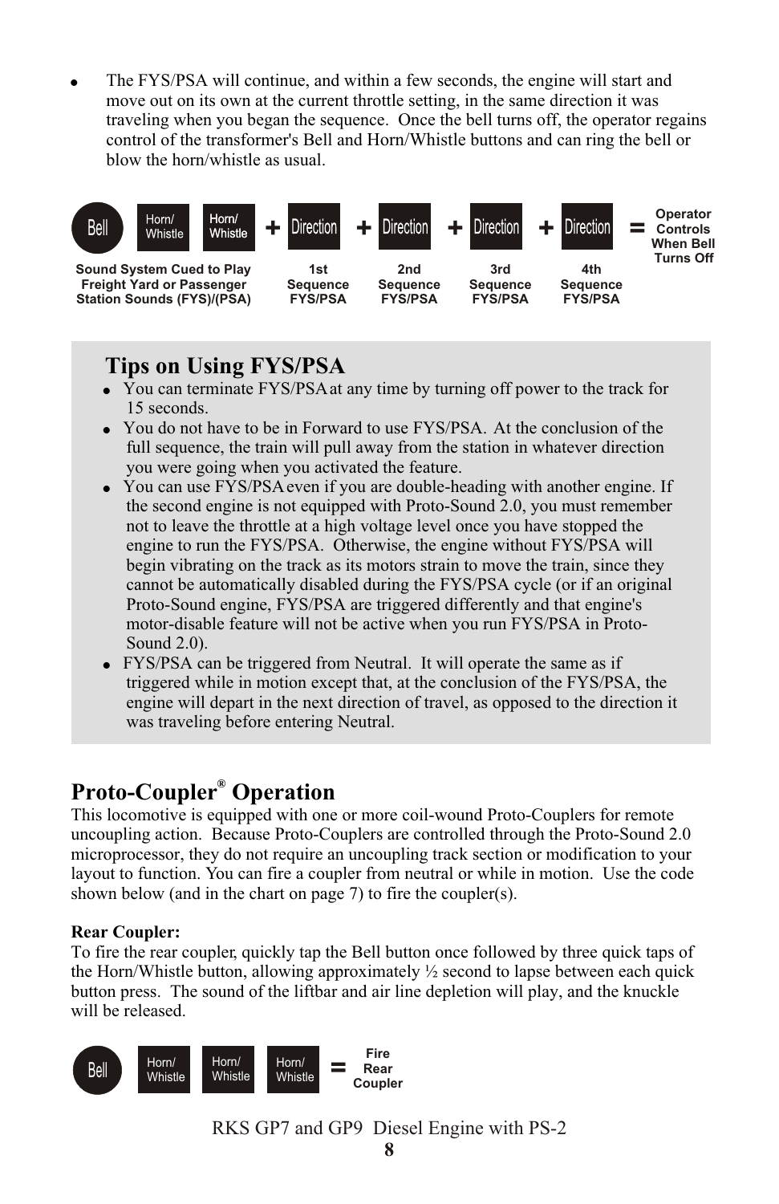- The FYS/PSA will continue, and within a few seconds, the engine will start and move out on its own at the current throttle setting, in the same direction it was traveling when you began the sequence. Once the bell turns off, the operator regains control of the transformer's Bell and Horn/Whistle buttons and can ring the bell or blow the horn/whistle as usual.

| Bell | Horn/ Whistle | Horn/ Whistle | + Direction | + Direction | + Direction | + Direction | = Operator Controls When Bell Turns Off |
|---|---|---|---|---|---|---|---|
| Sound System Cued to Play Freight Yard or Passenger Station Sounds (FYS)/(PSA) | | | 1st Sequence FYS/PSA | 2nd Sequence FYS/PSA | 3rd Sequence FYS/PSA | 4th Sequence FYS/PSA | |

## Tips on Using FYS/PSA

- You can terminate FYS/PSA at any time by turning off power to the track for 15 seconds.
- You do not have to be in Forward to use FYS/PSA. At the conclusion of the full sequence, the train will pull away from the station in whatever direction you were going when you activated the feature.
- You can use FYS/PSA even if you are double-heading with another engine. If the second engine is not equipped with Proto-Sound 2.0, you must remember not to leave the throttle at a high voltage level once you have stopped the engine to run the FYS/PSA. Otherwise, the engine without FYS/PSA will begin vibrating on the track as its motors strain to move the train, since they cannot be automatically disabled during the FYS/PSA cycle (or if an original Proto-Sound engine, FYS/PSA are triggered differently and that engine's motor-disable feature will not be active when you run FYS/PSA in Proto-Sound 2.0).
- FYS/PSA can be triggered from Neutral. It will operate the same as if triggered while in motion except that, at the conclusion of the FYS/PSA, the engine will depart in the next direction of travel, as opposed to the direction it was traveling before entering Neutral.

## Proto-Coupler® Operation

This locomotive is equipped with one or more coil-wound Proto-Couplers for remote uncoupling action. Because Proto-Couplers are controlled through the Proto-Sound 2.0 microprocessor, they do not require an uncoupling track section or modification to your layout to function. You can fire a coupler from neutral or while in motion. Use the code shown below (and in the chart on page 7) to fire the coupler(s).

**Rear Coupler:**
To fire the rear coupler, quickly tap the Bell button once followed by three quick taps of the Horn/Whistle button, allowing approximately ½ second to lapse between each quick button press. The sound of the liftbar and air line depletion will play, and the knuckle will be released.

Bell + Horn/Whistle + Horn/Whistle + Horn/Whistle = Fire Rear Coupler

RKS GP7 and GP9 Diesel Engine with PS-2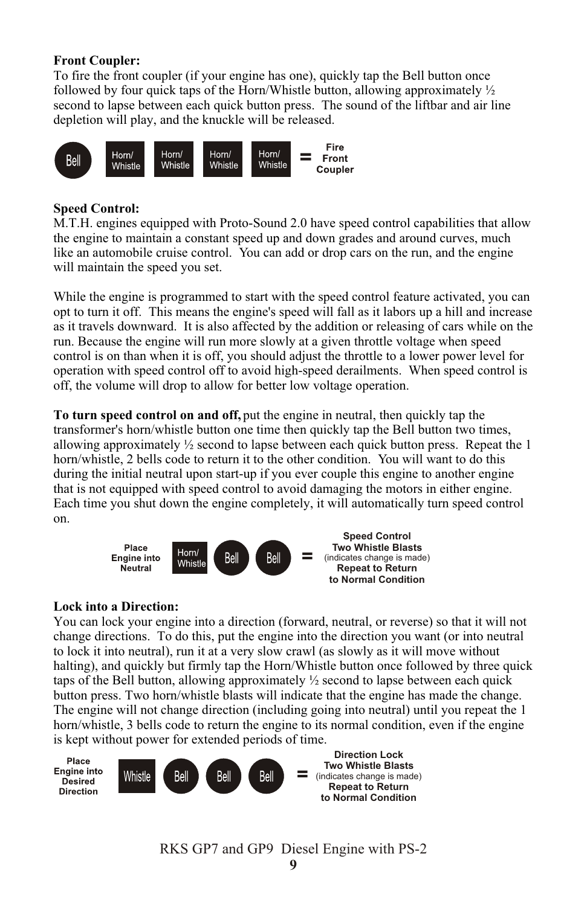**Front Coupler:**
To fire the front coupler (if your engine has one), quickly tap the Bell button once followed by four quick taps of the Horn/Whistle button, allowing approximately ½ second to lapse between each quick button press. The sound of the liftbar and air line depletion will play, and the knuckle will be released.

Bell | Horn/Whistle | Horn/Whistle | Horn/Whistle | Horn/Whistle = **Fire Front Coupler**

**Speed Control:**
M.T.H. engines equipped with Proto-Sound 2.0 have speed control capabilities that allow the engine to maintain a constant speed up and down grades and around curves, much like an automobile cruise control. You can add or drop cars on the run, and the engine will maintain the speed you set.

While the engine is programmed to start with the speed control feature activated, you can opt to turn it off. This means the engine's speed will fall as it labors up a hill and increase as it travels downward. It is also affected by the addition or releasing of cars while on the run. Because the engine will run more slowly at a given throttle voltage when speed control is on than when it is off, you should adjust the throttle to a lower power level for operation with speed control off to avoid high-speed derailments. When speed control is off, the volume will drop to allow for better low voltage operation.

**To turn speed control on and off,** put the engine in neutral, then quickly tap the transformer's horn/whistle button one time then quickly tap the Bell button two times, allowing approximately ½ second to lapse between each quick button press. Repeat the 1 horn/whistle, 2 bells code to return it to the other condition. You will want to do this during the initial neutral upon start-up if you ever couple this engine to another engine that is not equipped with speed control to avoid damaging the motors in either engine. Each time you shut down the engine completely, it will automatically turn speed control on.

**Place Engine into Neutral** | Horn/Whistle | Bell | Bell = **Speed Control Two Whistle Blasts** (indicates change is made) **Repeat to Return to Normal Condition**

**Lock into a Direction:**
You can lock your engine into a direction (forward, neutral, or reverse) so that it will not change directions. To do this, put the engine into the direction you want (or into neutral to lock it into neutral), run it at a very slow crawl (as slowly as it will move without halting), and quickly but firmly tap the Horn/Whistle button once followed by three quick taps of the Bell button, allowing approximately ½ second to lapse between each quick button press. Two horn/whistle blasts will indicate that the engine has made the change. The engine will not change direction (including going into neutral) until you repeat the 1 horn/whistle, 3 bells code to return the engine to its normal condition, even if the engine is kept without power for extended periods of time.

**Place Engine into Desired Direction** | Whistle | Bell | Bell | Bell = **Direction Lock Two Whistle Blasts** (indicates change is made) **Repeat to Return to Normal Condition**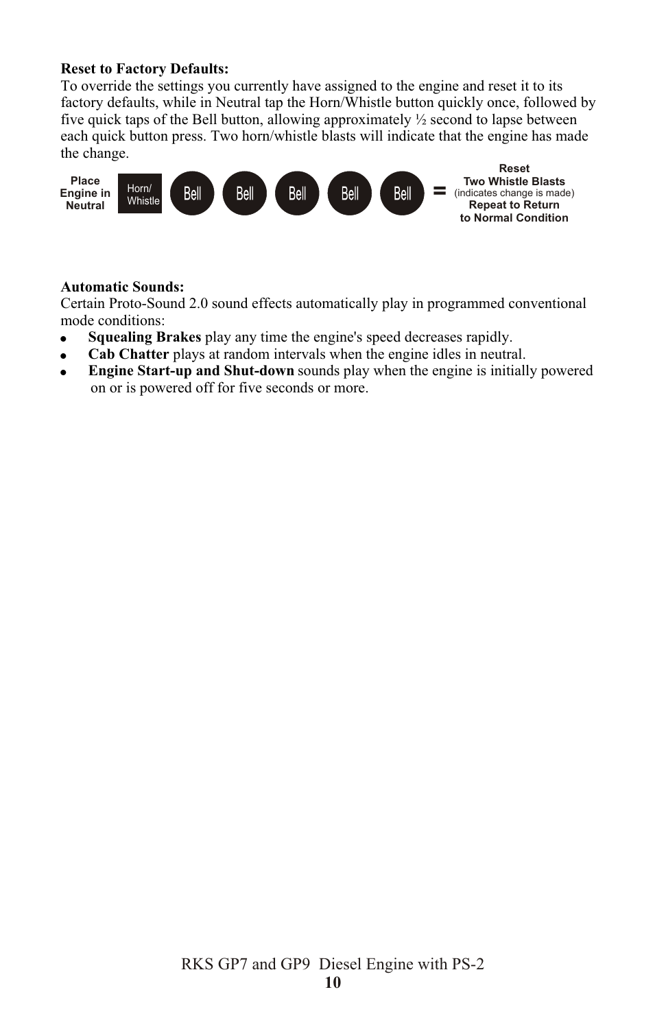**Reset to Factory Defaults:**

To override the settings you currently have assigned to the engine and reset it to its factory defaults, while in Neutral tap the Horn/Whistle button quickly once, followed by five quick taps of the Bell button, allowing approximately ½ second to lapse between each quick button press. Two horn/whistle blasts will indicate that the engine has made the change.

**Place Engine in Neutral** | Horn/Whistle | Bell | Bell | Bell | Bell | Bell | = **Reset Two Whistle Blasts** (indicates change is made) **Repeat to Return to Normal Condition**

**Automatic Sounds:**

Certain Proto-Sound 2.0 sound effects automatically play in programmed conventional mode conditions:

- **Squealing Brakes** play any time the engine's speed decreases rapidly.
- **Cab Chatter** plays at random intervals when the engine idles in neutral.
- **Engine Start-up and Shut-down** sounds play when the engine is initially powered on or is powered off for five seconds or more.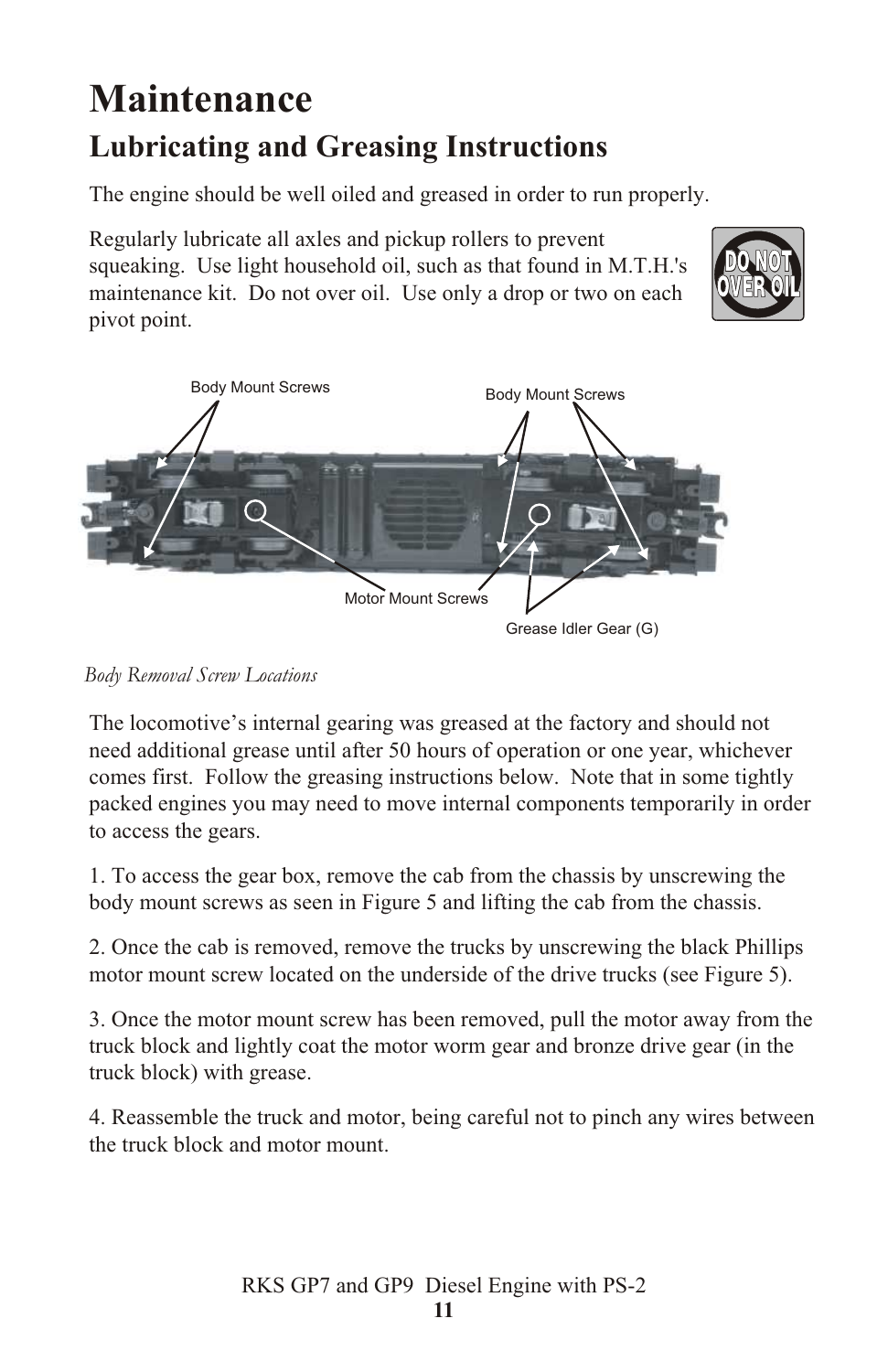# Maintenance

## Lubricating and Greasing Instructions

The engine should be well oiled and greased in order to run properly.

Regularly lubricate all axles and pickup rollers to prevent squeaking. Use light household oil, such as that found in M.T.H.'s maintenance kit. Do not over oil. Use only a drop or two on each pivot point.

DO NOT OVER OIL

Body Mount Screws

Body Mount Screws

Motor Mount Screws

Grease Idler Gear (G)

*Body Removal Screw Locations*

The locomotive's internal gearing was greased at the factory and should not need additional grease until after 50 hours of operation or one year, whichever comes first. Follow the greasing instructions below. Note that in some tightly packed engines you may need to move internal components temporarily in order to access the gears.

1. To access the gear box, remove the cab from the chassis by unscrewing the body mount screws as seen in Figure 5 and lifting the cab from the chassis.

2. Once the cab is removed, remove the trucks by unscrewing the black Phillips motor mount screw located on the underside of the drive trucks (see Figure 5).

3. Once the motor mount screw has been removed, pull the motor away from the truck block and lightly coat the motor worm gear and bronze drive gear (in the truck block) with grease.

4. Reassemble the truck and motor, being careful not to pinch any wires between the truck block and motor mount.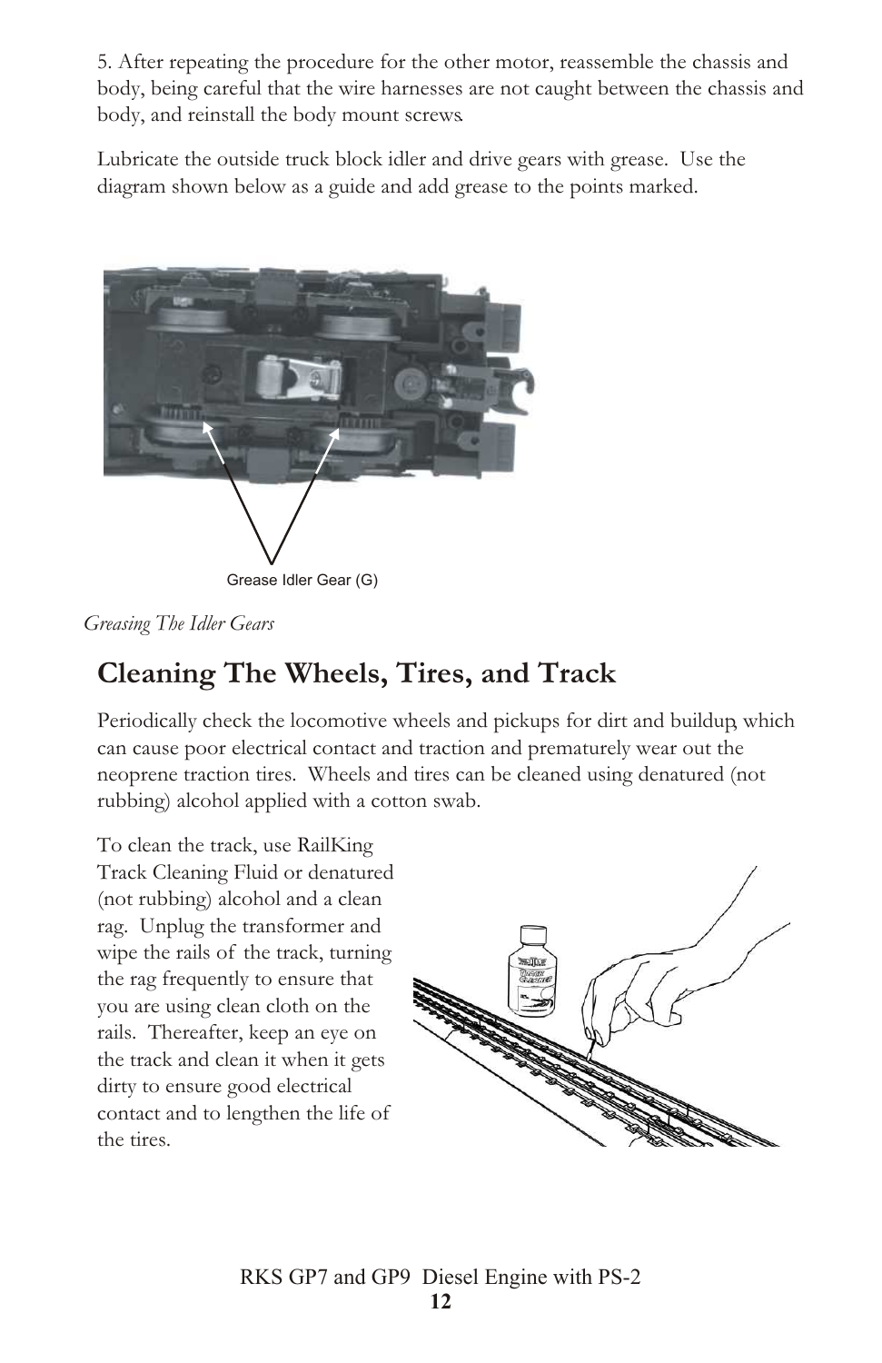5. After repeating the procedure for the other motor, reassemble the chassis and body, being careful that the wire harnesses are not caught between the chassis and body, and reinstall the body mount screws.

Lubricate the outside truck block idler and drive gears with grease. Use the diagram shown below as a guide and add grease to the points marked.

Grease Idler Gear (G)

*Greasing The Idler Gears*

## Cleaning The Wheels, Tires, and Track

Periodically check the locomotive wheels and pickups for dirt and buildup, which can cause poor electrical contact and traction and prematurely wear out the neoprene traction tires. Wheels and tires can be cleaned using denatured (not rubbing) alcohol applied with a cotton swab.

To clean the track, use RailKing Track Cleaning Fluid or denatured (not rubbing) alcohol and a clean rag. Unplug the transformer and wipe the rails of the track, turning the rag frequently to ensure that you are using clean cloth on the rails. Thereafter, keep an eye on the track and clean it when it gets dirty to ensure good electrical contact and to lengthen the life of the tires.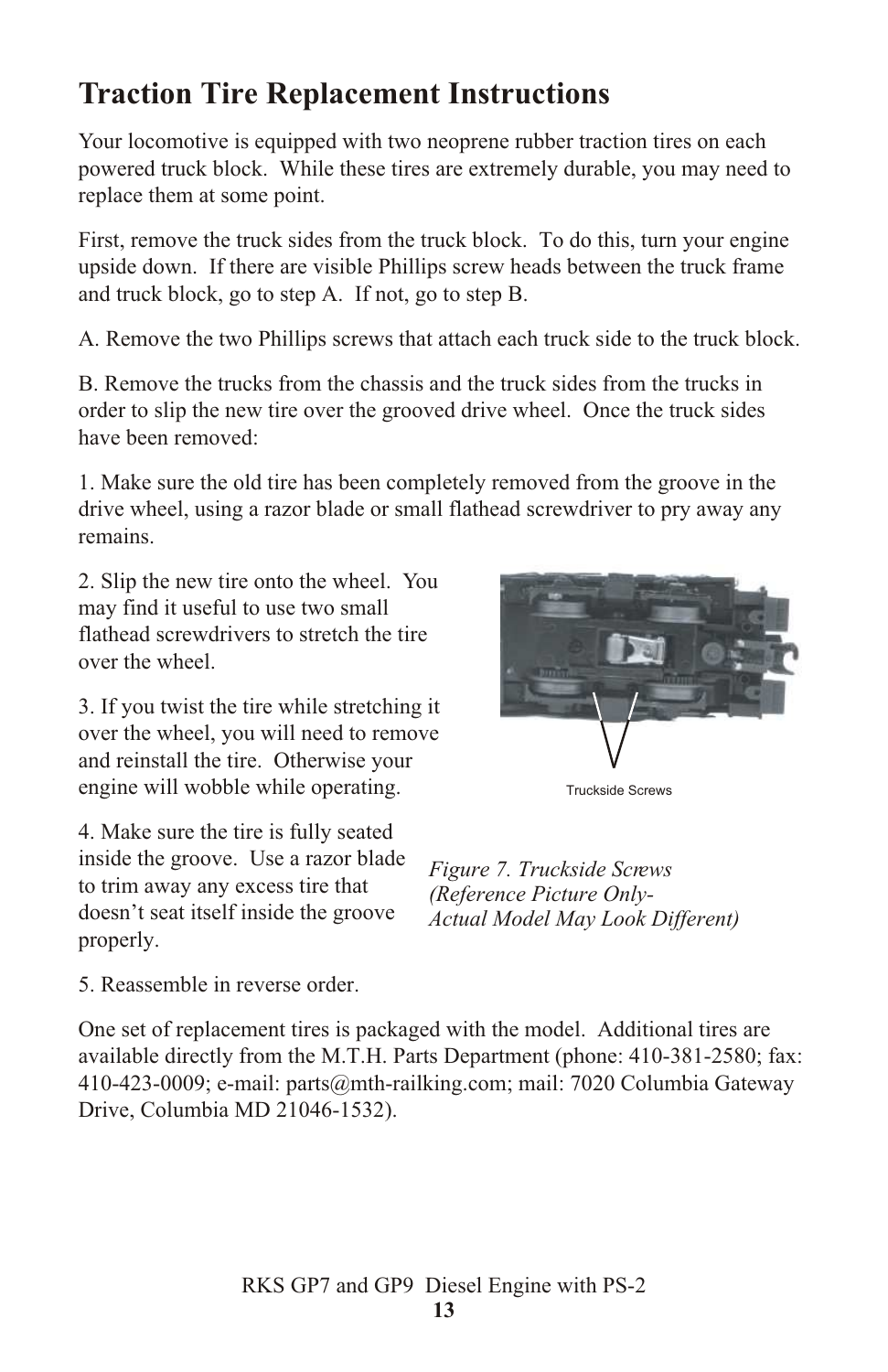# Traction Tire Replacement Instructions

Your locomotive is equipped with two neoprene rubber traction tires on each powered truck block. While these tires are extremely durable, you may need to replace them at some point.

First, remove the truck sides from the truck block. To do this, turn your engine upside down. If there are visible Phillips screw heads between the truck frame and truck block, go to step A. If not, go to step B.

A. Remove the two Phillips screws that attach each truck side to the truck block.

B. Remove the trucks from the chassis and the truck sides from the trucks in order to slip the new tire over the grooved drive wheel. Once the truck sides have been removed:

1. Make sure the old tire has been completely removed from the groove in the drive wheel, using a razor blade or small flathead screwdriver to pry away any remains.

2. Slip the new tire onto the wheel. You may find it useful to use two small flathead screwdrivers to stretch the tire over the wheel.

3. If you twist the tire while stretching it over the wheel, you will need to remove and reinstall the tire. Otherwise your engine will wobble while operating.

4. Make sure the tire is fully seated inside the groove. Use a razor blade to trim away any excess tire that doesn't seat itself inside the groove properly.

5. Reassemble in reverse order.

Truckside Screws

*Figure 7. Truckside Screws (Reference Picture Only- Actual Model May Look Different)*

One set of replacement tires is packaged with the model. Additional tires are available directly from the M.T.H. Parts Department (phone: 410-381-2580; fax: 410-423-0009; e-mail: parts@mth-railking.com; mail: 7020 Columbia Gateway Drive, Columbia MD 21046-1532).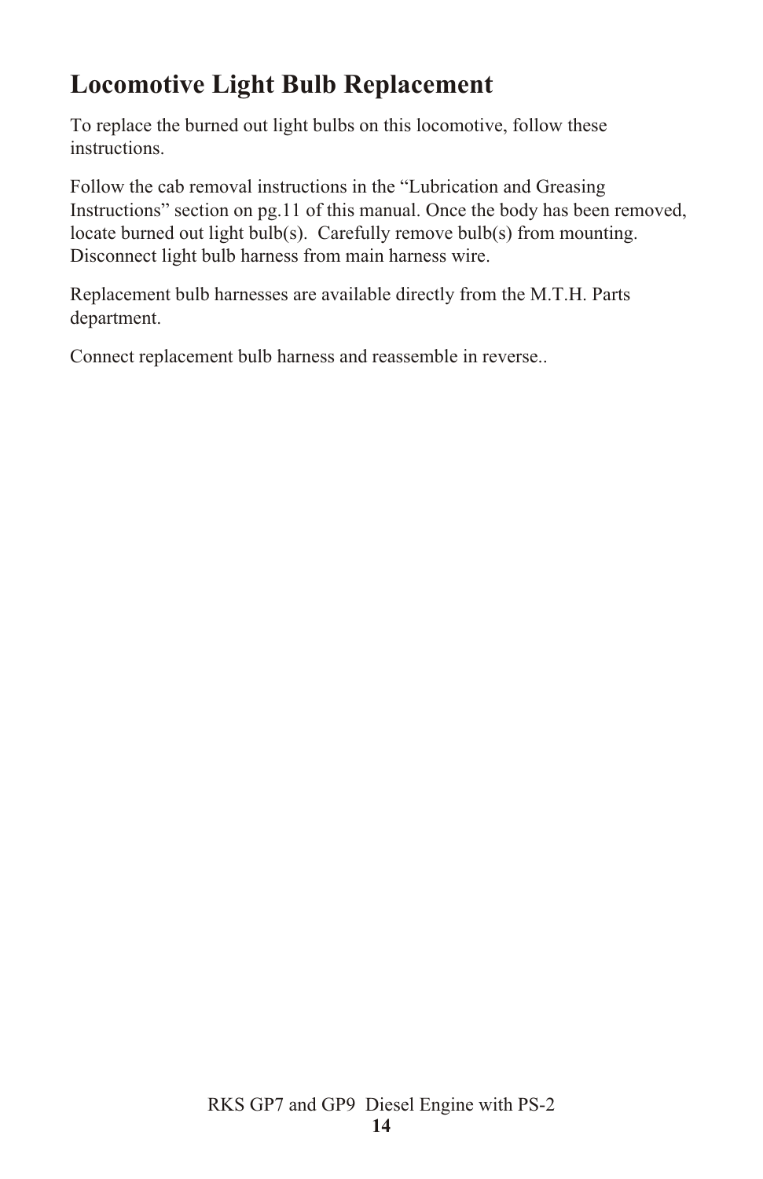# Locomotive Light Bulb Replacement

To replace the burned out light bulbs on this locomotive, follow these instructions.

Follow the cab removal instructions in the "Lubrication and Greasing Instructions" section on pg.11 of this manual. Once the body has been removed, locate burned out light bulb(s). Carefully remove bulb(s) from mounting. Disconnect light bulb harness from main harness wire.

Replacement bulb harnesses are available directly from the M.T.H. Parts department.

Connect replacement bulb harness and reassemble in reverse..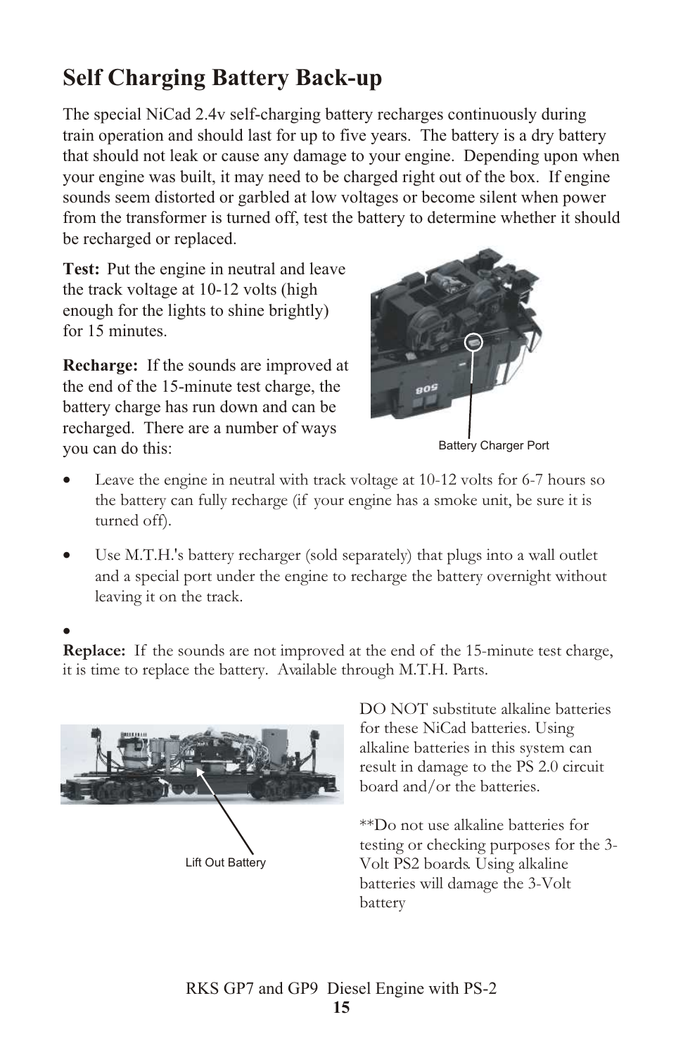# Self Charging Battery Back-up

The special NiCad 2.4v self-charging battery recharges continuously during train operation and should last for up to five years. The battery is a dry battery that should not leak or cause any damage to your engine. Depending upon when your engine was built, it may need to be charged right out of the box. If engine sounds seem distorted or garbled at low voltages or become silent when power from the transformer is turned off, test the battery to determine whether it should be recharged or replaced.

**Test:** Put the engine in neutral and leave the track voltage at 10-12 volts (high enough for the lights to shine brightly) for 15 minutes.

**Recharge:** If the sounds are improved at the end of the 15-minute test charge, the battery charge has run down and can be recharged. There are a number of ways you can do this:

Battery Charger Port

- Leave the engine in neutral with track voltage at 10-12 volts for 6-7 hours so the battery can fully recharge (if your engine has a smoke unit, be sure it is turned off).
- Use M.T.H.'s battery recharger (sold separately) that plugs into a wall outlet and a special port under the engine to recharge the battery overnight without leaving it on the track.
- 

**Replace:** If the sounds are not improved at the end of the 15-minute test charge, it is time to replace the battery. Available through M.T.H. Parts.

Lift Out Battery

DO NOT substitute alkaline batteries for these NiCad batteries. Using alkaline batteries in this system can result in damage to the PS 2.0 circuit board and/or the batteries.

**Do not use alkaline batteries for testing or checking purposes for the 3-Volt PS2 boards. Using alkaline batteries will damage the 3-Volt battery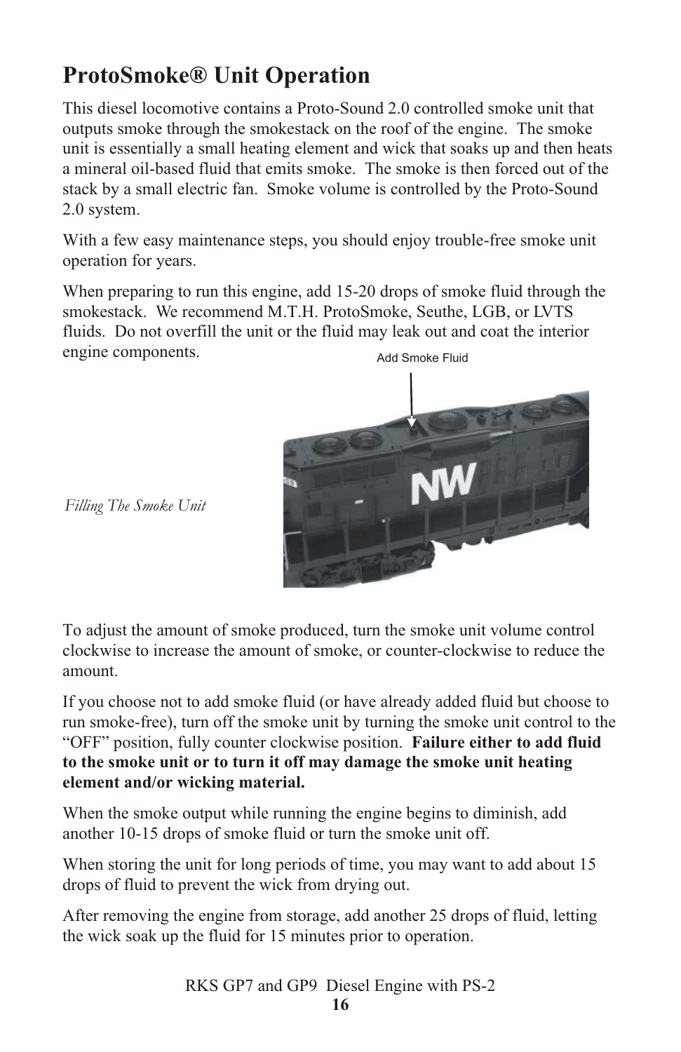# ProtoSmoke® Unit Operation

This diesel locomotive contains a Proto-Sound 2.0 controlled smoke unit that outputs smoke through the smokestack on the roof of the engine. The smoke unit is essentially a small heating element and wick that soaks up and then heats a mineral oil-based fluid that emits smoke. The smoke is then forced out of the stack by a small electric fan. Smoke volume is controlled by the Proto-Sound 2.0 system.

With a few easy maintenance steps, you should enjoy trouble-free smoke unit operation for years.

When preparing to run this engine, add 15-20 drops of smoke fluid through the smokestack. We recommend M.T.H. ProtoSmoke, Seuthe, LGB, or LVTS fluids. Do not overfill the unit or the fluid may leak out and coat the interior engine components.

Add Smoke Fluid

*Filling The Smoke Unit*

To adjust the amount of smoke produced, turn the smoke unit volume control clockwise to increase the amount of smoke, or counter-clockwise to reduce the amount.

If you choose not to add smoke fluid (or have already added fluid but choose to run smoke-free), turn off the smoke unit by turning the smoke unit control to the "OFF" position, fully counter clockwise position. **Failure either to add fluid to the smoke unit or to turn it off may damage the smoke unit heating element and/or wicking material.**

When the smoke output while running the engine begins to diminish, add another 10-15 drops of smoke fluid or turn the smoke unit off.

When storing the unit for long periods of time, you may want to add about 15 drops of fluid to prevent the wick from drying out.

After removing the engine from storage, add another 25 drops of fluid, letting the wick soak up the fluid for 15 minutes prior to operation.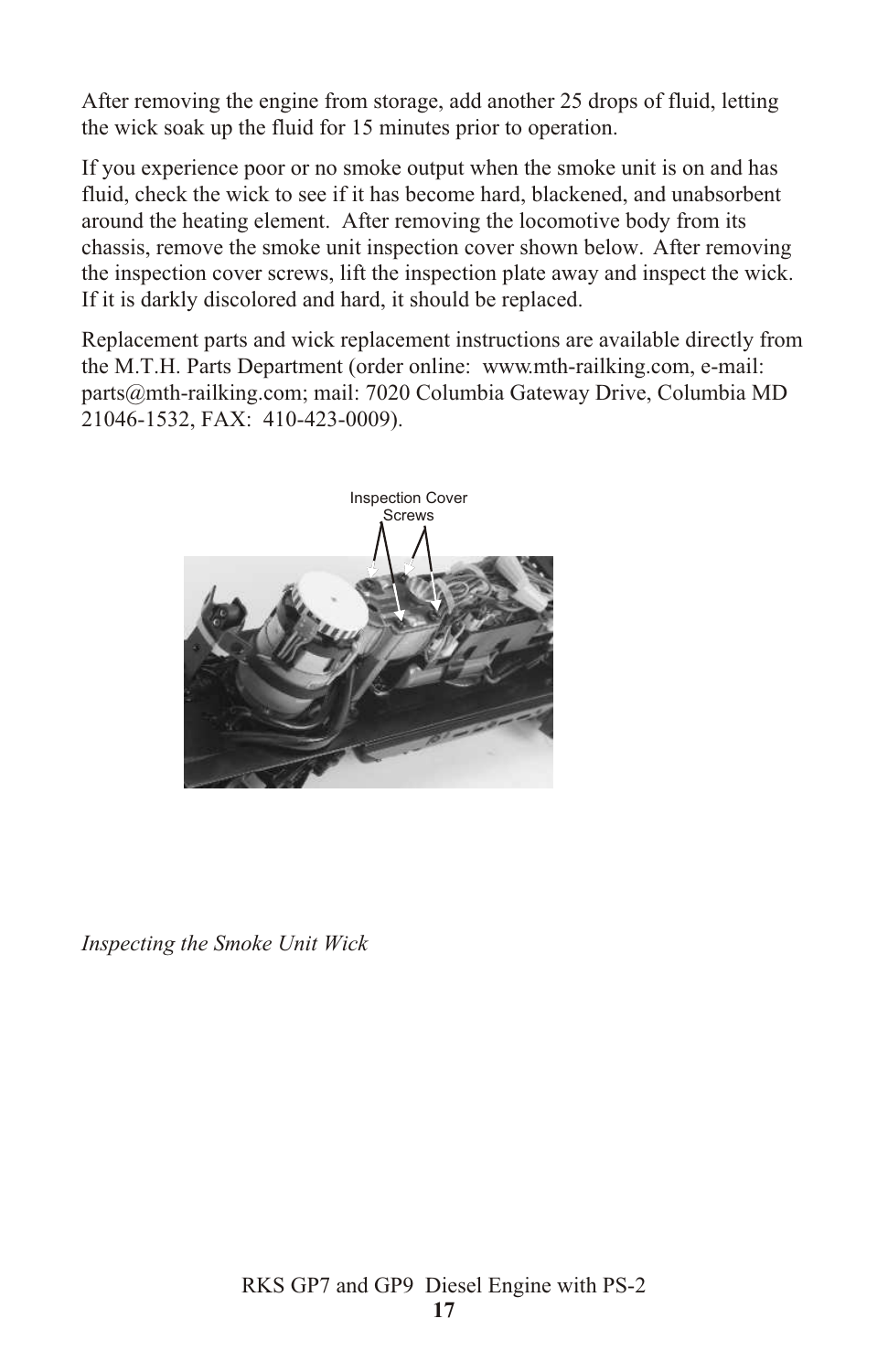After removing the engine from storage, add another 25 drops of fluid, letting the wick soak up the fluid for 15 minutes prior to operation.

If you experience poor or no smoke output when the smoke unit is on and has fluid, check the wick to see if it has become hard, blackened, and unabsorbent around the heating element. After removing the locomotive body from its chassis, remove the smoke unit inspection cover shown below. After removing the inspection cover screws, lift the inspection plate away and inspect the wick. If it is darkly discolored and hard, it should be replaced.

Replacement parts and wick replacement instructions are available directly from the M.T.H. Parts Department (order online: www.mth-railking.com, e-mail: parts@mth-railking.com; mail: 7020 Columbia Gateway Drive, Columbia MD 21046-1532, FAX: 410-423-0009).

Inspection Cover Screws

*Inspecting the Smoke Unit Wick*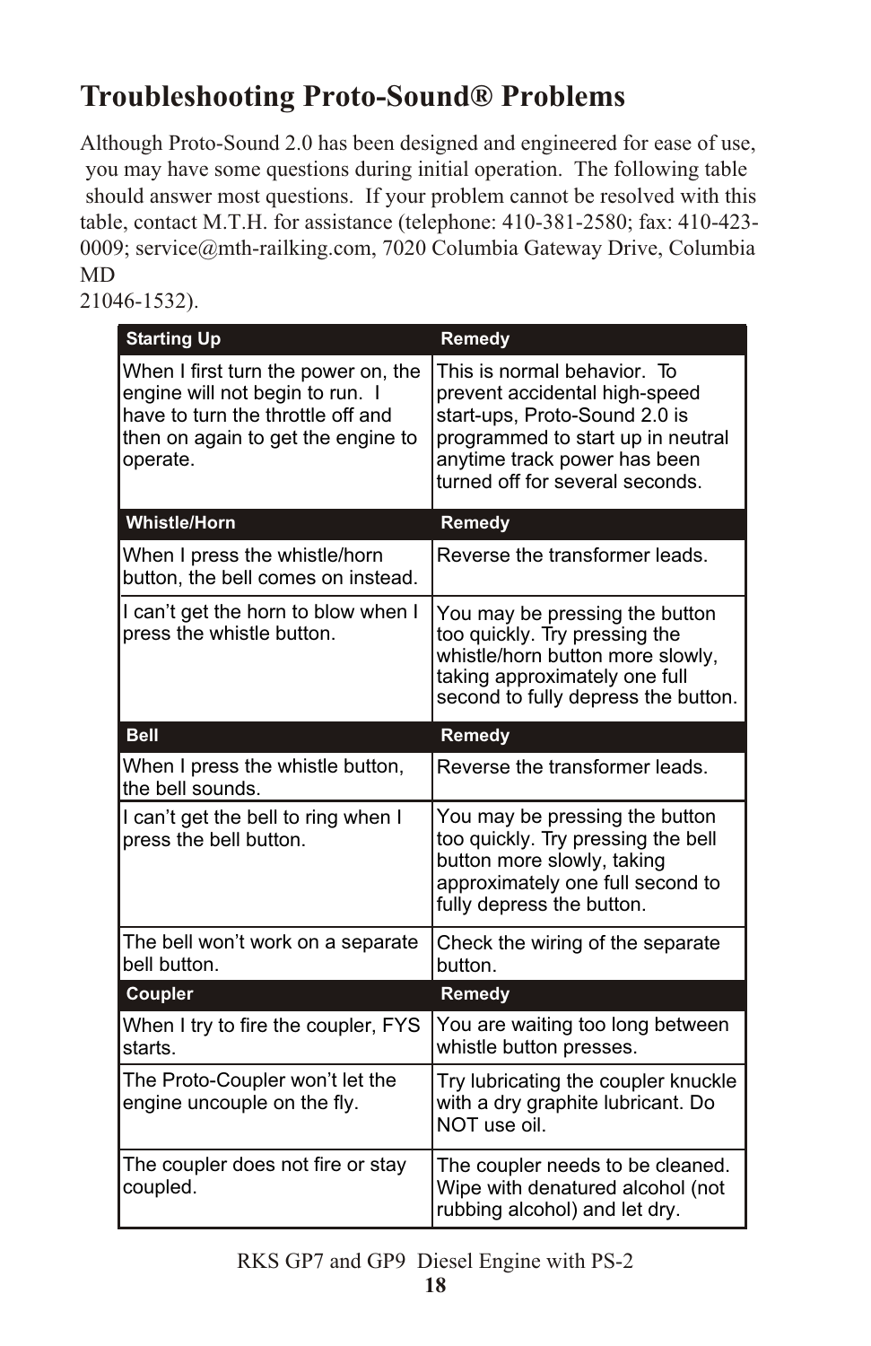# Troubleshooting Proto-Sound® Problems

Although Proto-Sound 2.0 has been designed and engineered for ease of use, you may have some questions during initial operation. The following table should answer most questions. If your problem cannot be resolved with this table, contact M.T.H. for assistance (telephone: 410-381-2580; fax: 410-423-0009; service@mth-railking.com, 7020 Columbia Gateway Drive, Columbia MD 21046-1532).

| Starting Up | Remedy |
|---|---|
| When I first turn the power on, the engine will not begin to run. I have to turn the throttle off and then on again to get the engine to operate. | This is normal behavior. To prevent accidental high-speed start-ups, Proto-Sound 2.0 is programmed to start up in neutral anytime track power has been turned off for several seconds. |
| **Whistle/Horn** | **Remedy** |
| When I press the whistle/horn button, the bell comes on instead. | Reverse the transformer leads. |
| I can't get the horn to blow when I press the whistle button. | You may be pressing the button too quickly. Try pressing the whistle/horn button more slowly, taking approximately one full second to fully depress the button. |
| **Bell** | **Remedy** |
| When I press the whistle button, the bell sounds. | Reverse the transformer leads. |
| I can't get the bell to ring when I press the bell button. | You may be pressing the button too quickly. Try pressing the bell button more slowly, taking approximately one full second to fully depress the button. |
| The bell won't work on a separate bell button. | Check the wiring of the separate button. |
| **Coupler** | **Remedy** |
| When I try to fire the coupler, FYS starts. | You are waiting too long between whistle button presses. |
| The Proto-Coupler won't let the engine uncouple on the fly. | Try lubricating the coupler knuckle with a dry graphite lubricant. Do NOT use oil. |
| The coupler does not fire or stay coupled. | The coupler needs to be cleaned. Wipe with denatured alcohol (not rubbing alcohol) and let dry. |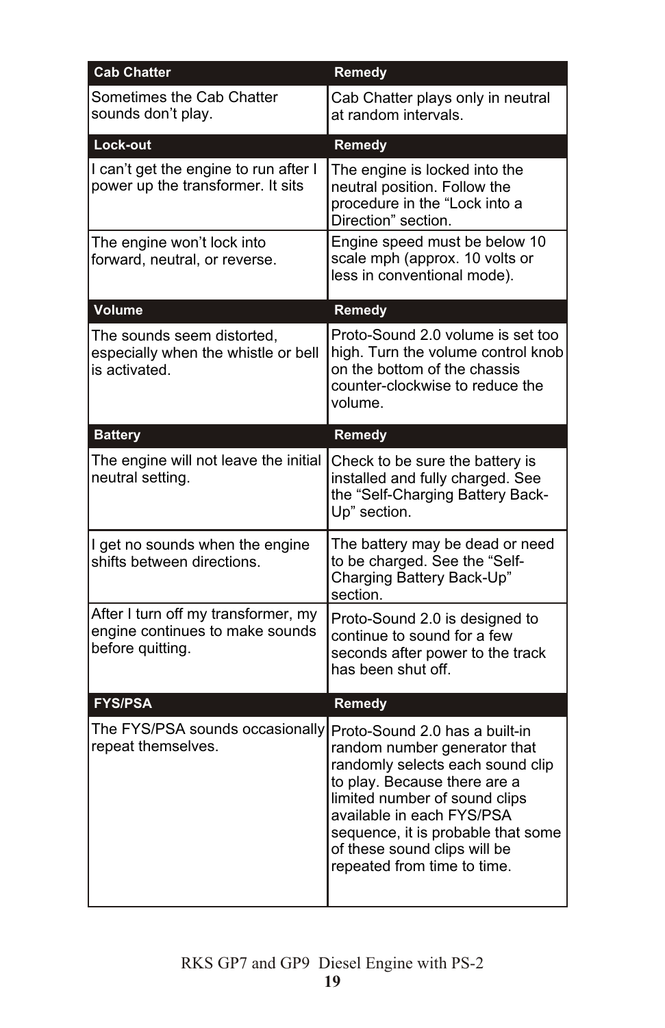| Cab Chatter | Remedy |
|---|---|
| Sometimes the Cab Chatter sounds don't play. | Cab Chatter plays only in neutral at random intervals. |
| **Lock-out** | **Remedy** |
| I can't get the engine to run after I power up the transformer. It sits | The engine is locked into the neutral position. Follow the procedure in the "Lock into a Direction" section. |
| The engine won't lock into forward, neutral, or reverse. | Engine speed must be below 10 scale mph (approx. 10 volts or less in conventional mode). |
| **Volume** | **Remedy** |
| The sounds seem distorted, especially when the whistle or bell is activated. | Proto-Sound 2.0 volume is set too high. Turn the volume control knob on the bottom of the chassis counter-clockwise to reduce the volume. |
| **Battery** | **Remedy** |
| The engine will not leave the initial neutral setting. | Check to be sure the battery is installed and fully charged. See the "Self-Charging Battery Back-Up" section. |
| I get no sounds when the engine shifts between directions. | The battery may be dead or need to be charged. See the "Self-Charging Battery Back-Up" section. |
| After I turn off my transformer, my engine continues to make sounds before quitting. | Proto-Sound 2.0 is designed to continue to sound for a few seconds after power to the track has been shut off. |
| **FYS/PSA** | **Remedy** |
| The FYS/PSA sounds occasionally repeat themselves. | Proto-Sound 2.0 has a built-in random number generator that randomly selects each sound clip to play. Because there are a limited number of sound clips available in each FYS/PSA sequence, it is probable that some of these sound clips will be repeated from time to time. |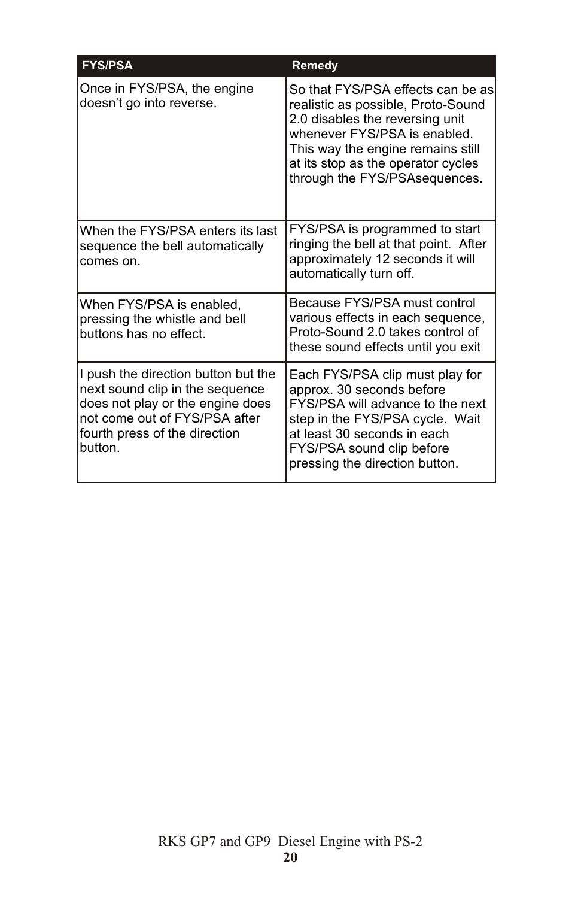| FYS/PSA | Remedy |
| --- | --- |
| Once in FYS/PSA, the engine doesn't go into reverse. | So that FYS/PSA effects can be as realistic as possible, Proto-Sound 2.0 disables the reversing unit whenever FYS/PSA is enabled. This way the engine remains still at its stop as the operator cycles through the FYS/PSAsequences. |
| When the FYS/PSA enters its last sequence the bell automatically comes on. | FYS/PSA is programmed to start ringing the bell at that point. After approximately 12 seconds it will automatically turn off. |
| When FYS/PSA is enabled, pressing the whistle and bell buttons has no effect. | Because FYS/PSA must control various effects in each sequence, Proto-Sound 2.0 takes control of these sound effects until you exit |
| I push the direction button but the next sound clip in the sequence does not play or the engine does not come out of FYS/PSA after fourth press of the direction button. | Each FYS/PSA clip must play for approx. 30 seconds before FYS/PSA will advance to the next step in the FYS/PSA cycle. Wait at least 30 seconds in each FYS/PSA sound clip before pressing the direction button. |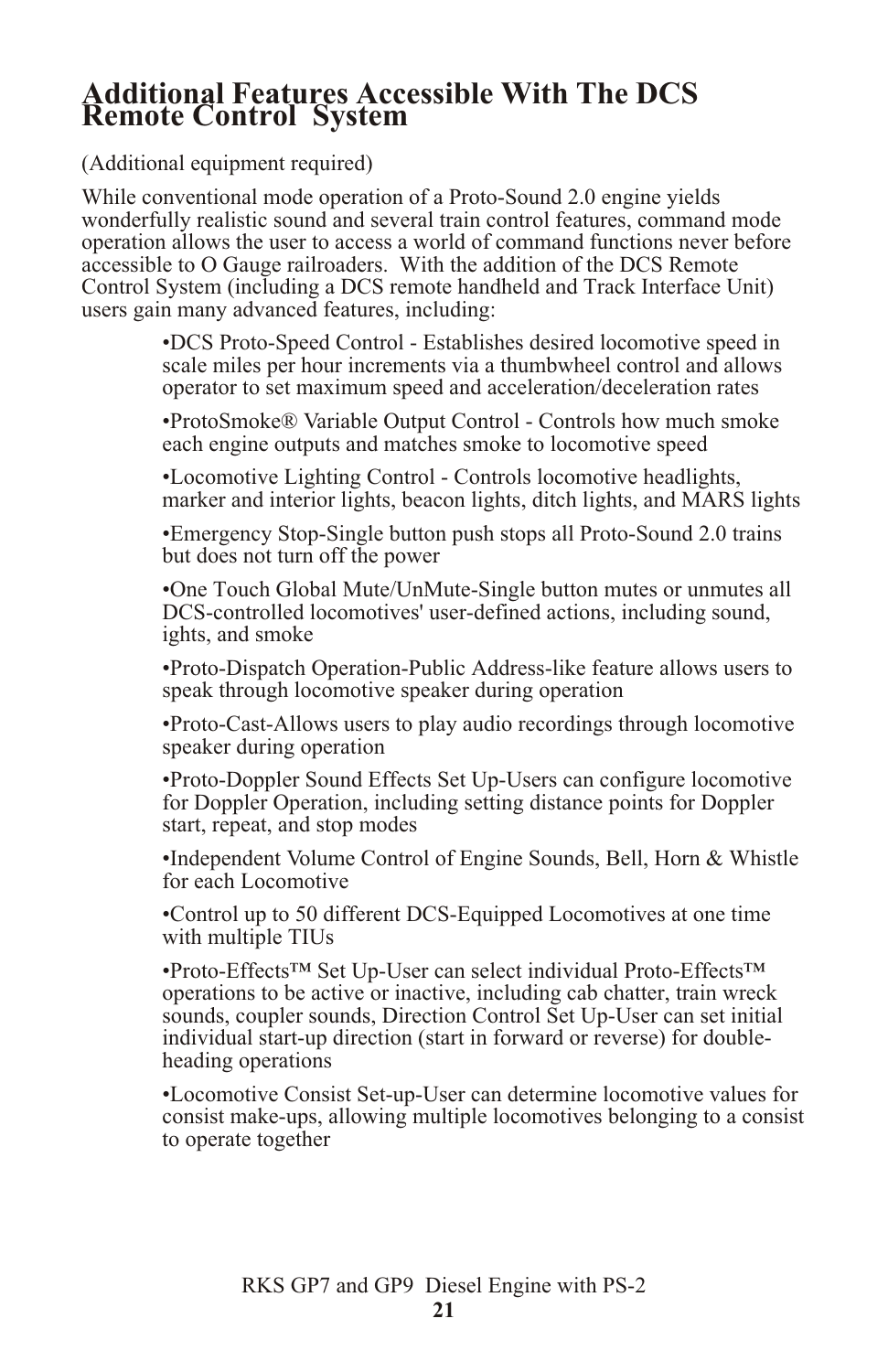# Additional Features Accessible With The DCS Remote Control System

(Additional equipment required)

While conventional mode operation of a Proto-Sound 2.0 engine yields wonderfully realistic sound and several train control features, command mode operation allows the user to access a world of command functions never before accessible to O Gauge railroaders. With the addition of the DCS Remote Control System (including a DCS remote handheld and Track Interface Unit) users gain many advanced features, including:

- DCS Proto-Speed Control - Establishes desired locomotive speed in scale miles per hour increments via a thumbwheel control and allows operator to set maximum speed and acceleration/deceleration rates
- ProtoSmoke® Variable Output Control - Controls how much smoke each engine outputs and matches smoke to locomotive speed
- Locomotive Lighting Control - Controls locomotive headlights, marker and interior lights, beacon lights, ditch lights, and MARS lights
- Emergency Stop-Single button push stops all Proto-Sound 2.0 trains but does not turn off the power
- One Touch Global Mute/UnMute-Single button mutes or unmutes all DCS-controlled locomotives' user-defined actions, including sound, ights, and smoke
- Proto-Dispatch Operation-Public Address-like feature allows users to speak through locomotive speaker during operation
- Proto-Cast-Allows users to play audio recordings through locomotive speaker during operation
- Proto-Doppler Sound Effects Set Up-Users can configure locomotive for Doppler Operation, including setting distance points for Doppler start, repeat, and stop modes
- Independent Volume Control of Engine Sounds, Bell, Horn & Whistle for each Locomotive
- Control up to 50 different DCS-Equipped Locomotives at one time with multiple TIUs
- Proto-Effects™ Set Up-User can select individual Proto-Effects™ operations to be active or inactive, including cab chatter, train wreck sounds, coupler sounds, Direction Control Set Up-User can set initial individual start-up direction (start in forward or reverse) for double-heading operations
- Locomotive Consist Set-up-User can determine locomotive values for consist make-ups, allowing multiple locomotives belonging to a consist to operate together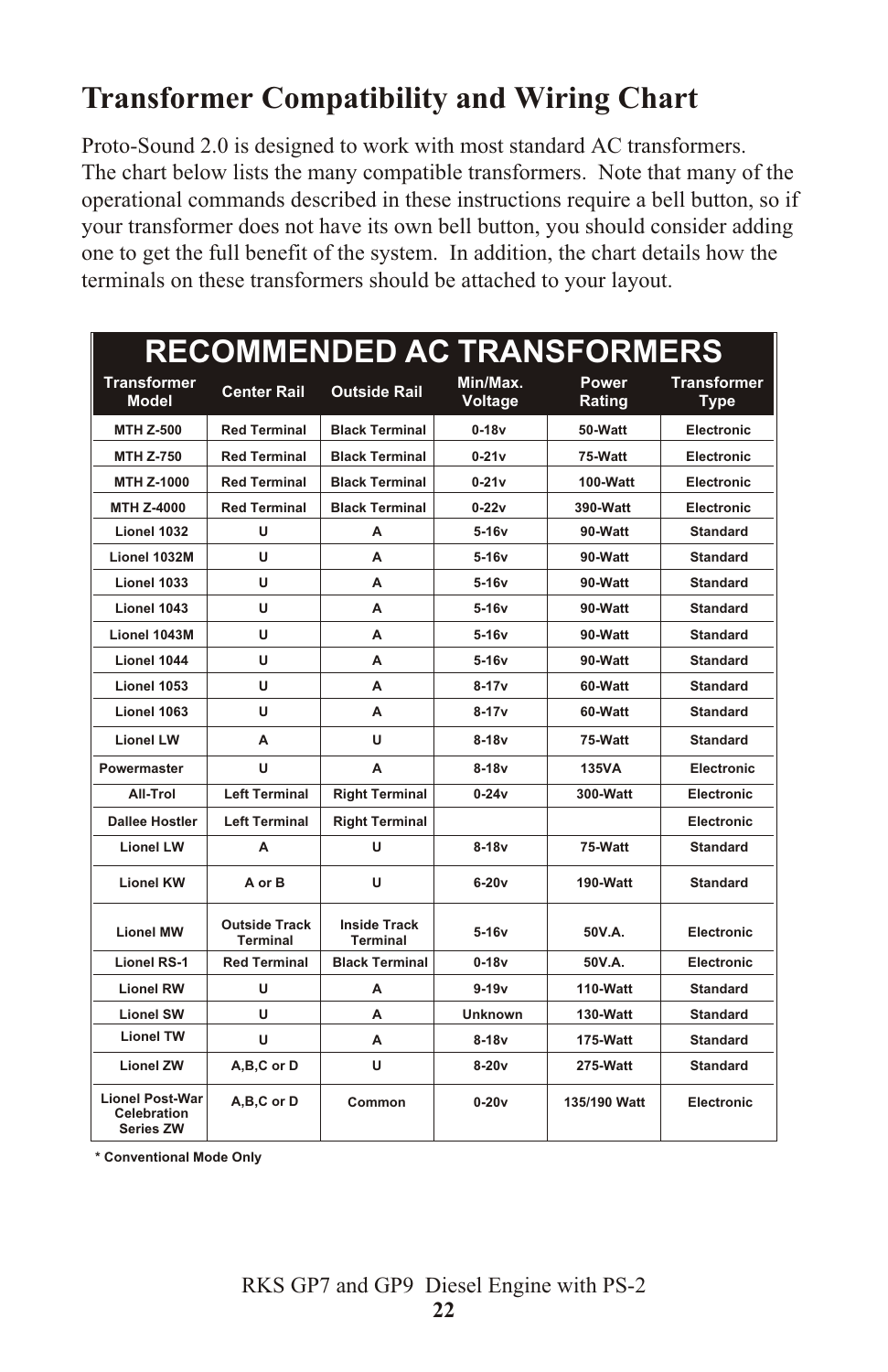# Transformer Compatibility and Wiring Chart

Proto-Sound 2.0 is designed to work with most standard AC transformers. The chart below lists the many compatible transformers. Note that many of the operational commands described in these instructions require a bell button, so if your transformer does not have its own bell button, you should consider adding one to get the full benefit of the system. In addition, the chart details how the terminals on these transformers should be attached to your layout.

## RECOMMENDED AC TRANSFORMERS

| Transformer Model | Center Rail | Outside Rail | Min/Max. Voltage | Power Rating | Transformer Type |
|---|---|---|---|---|---|
| MTH Z-500 | Red Terminal | Black Terminal | 0-18v | 50-Watt | Electronic |
| MTH Z-750 | Red Terminal | Black Terminal | 0-21v | 75-Watt | Electronic |
| MTH Z-1000 | Red Terminal | Black Terminal | 0-21v | 100-Watt | Electronic |
| MTH Z-4000 | Red Terminal | Black Terminal | 0-22v | 390-Watt | Electronic |
| Lionel 1032 | U | A | 5-16v | 90-Watt | Standard |
| Lionel 1032M | U | A | 5-16v | 90-Watt | Standard |
| Lionel 1033 | U | A | 5-16v | 90-Watt | Standard |
| Lionel 1043 | U | A | 5-16v | 90-Watt | Standard |
| Lionel 1043M | U | A | 5-16v | 90-Watt | Standard |
| Lionel 1044 | U | A | 5-16v | 90-Watt | Standard |
| Lionel 1053 | U | A | 8-17v | 60-Watt | Standard |
| Lionel 1063 | U | A | 8-17v | 60-Watt | Standard |
| Lionel LW | A | U | 8-18v | 75-Watt | Standard |
| Powermaster | U | A | 8-18v | 135VA | Electronic |
| All-Trol | Left Terminal | Right Terminal | 0-24v | 300-Watt | Electronic |
| Dallee Hostler | Left Terminal | Right Terminal | | | Electronic |
| Lionel LW | A | U | 8-18v | 75-Watt | Standard |
| Lionel KW | A or B | U | 6-20v | 190-Watt | Standard |
| Lionel MW | Outside Track Terminal | Inside Track Terminal | 5-16v | 50V.A. | Electronic |
| Lionel RS-1 | Red Terminal | Black Terminal | 0-18v | 50V.A. | Electronic |
| Lionel RW | U | A | 9-19v | 110-Watt | Standard |
| Lionel SW | U | A | Unknown | 130-Watt | Standard |
| Lionel TW | U | A | 8-18v | 175-Watt | Standard |
| Lionel ZW | A,B,C or D | U | 8-20v | 275-Watt | Standard |
| Lionel Post-War Celebration Series ZW | A,B,C or D | Common | 0-20v | 135/190 Watt | Electronic |

\* Conventional Mode Only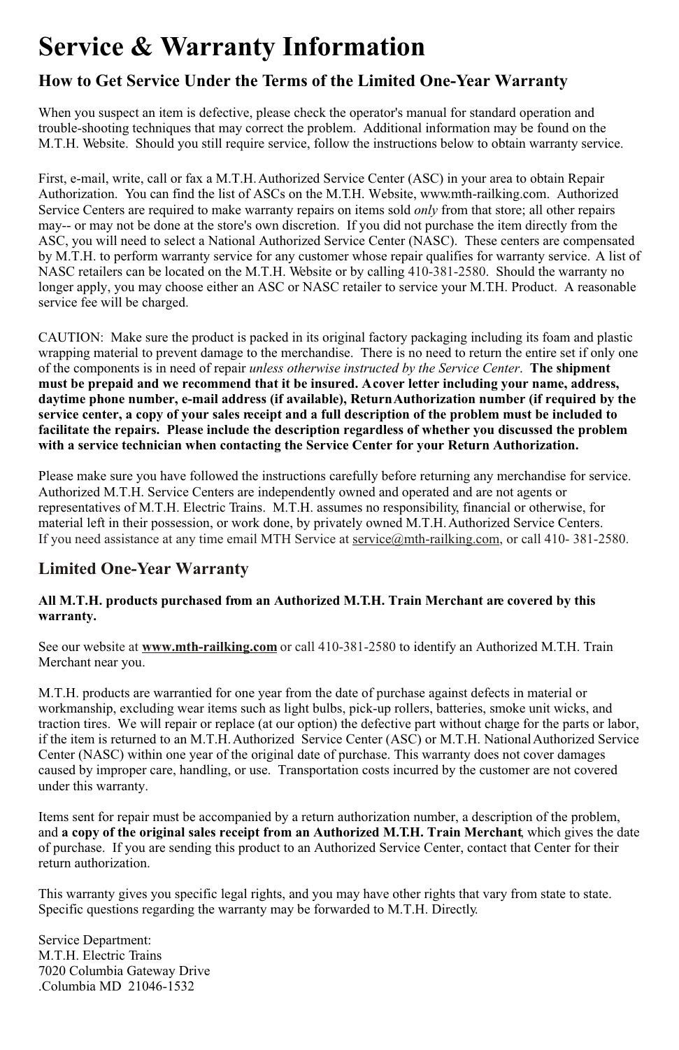# Service & Warranty Information

## How to Get Service Under the Terms of the Limited One-Year Warranty

When you suspect an item is defective, please check the operator's manual for standard operation and trouble-shooting techniques that may correct the problem. Additional information may be found on the M.T.H. Website. Should you still require service, follow the instructions below to obtain warranty service.

First, e-mail, write, call or fax a M.T.H. Authorized Service Center (ASC) in your area to obtain Repair Authorization. You can find the list of ASCs on the M.T.H. Website, www.mth-railking.com. Authorized Service Centers are required to make warranty repairs on items sold *only* from that store; all other repairs may-- or may not be done at the store's own discretion. If you did not purchase the item directly from the ASC, you will need to select a National Authorized Service Center (NASC). These centers are compensated by M.T.H. to perform warranty service for any customer whose repair qualifies for warranty service. A list of NASC retailers can be located on the M.T.H. Website or by calling 410-381-2580. Should the warranty no longer apply, you may choose either an ASC or NASC retailer to service your M.T.H. Product. A reasonable service fee will be charged.

CAUTION: Make sure the product is packed in its original factory packaging including its foam and plastic wrapping material to prevent damage to the merchandise. There is no need to return the entire set if only one of the components is in need of repair *unless otherwise instructed by the Service Center*. **The shipment must be prepaid and we recommend that it be insured. A cover letter including your name, address, daytime phone number, e-mail address (if available), Return Authorization number (if required by the service center, a copy of your sales receipt and a full description of the problem must be included to facilitate the repairs. Please include the description regardless of whether you discussed the problem with a service technician when contacting the Service Center for your Return Authorization.**

Please make sure you have followed the instructions carefully before returning any merchandise for service. Authorized M.T.H. Service Centers are independently owned and operated and are not agents or representatives of M.T.H. Electric Trains. M.T.H. assumes no responsibility, financial or otherwise, for material left in their possession, or work done, by privately owned M.T.H. Authorized Service Centers. If you need assistance at any time email MTH Service at service@mth-railking.com, or call 410- 381-2580.

## Limited One-Year Warranty

**All M.T.H. products purchased from an Authorized M.T.H. Train Merchant are covered by this warranty.**

See our website at **www.mth-railking.com** or call 410-381-2580 to identify an Authorized M.T.H. Train Merchant near you.

M.T.H. products are warrantied for one year from the date of purchase against defects in material or workmanship, excluding wear items such as light bulbs, pick-up rollers, batteries, smoke unit wicks, and traction tires. We will repair or replace (at our option) the defective part without charge for the parts or labor, if the item is returned to an M.T.H. Authorized Service Center (ASC) or M.T.H. National Authorized Service Center (NASC) within one year of the original date of purchase. This warranty does not cover damages caused by improper care, handling, or use. Transportation costs incurred by the customer are not covered under this warranty.

Items sent for repair must be accompanied by a return authorization number, a description of the problem, and **a copy of the original sales receipt from an Authorized M.T.H. Train Merchant**, which gives the date of purchase. If you are sending this product to an Authorized Service Center, contact that Center for their return authorization.

This warranty gives you specific legal rights, and you may have other rights that vary from state to state. Specific questions regarding the warranty may be forwarded to M.T.H. Directly.

Service Department:  
M.T.H. Electric Trains  
7020 Columbia Gateway Drive  
.Columbia MD 21046-1532